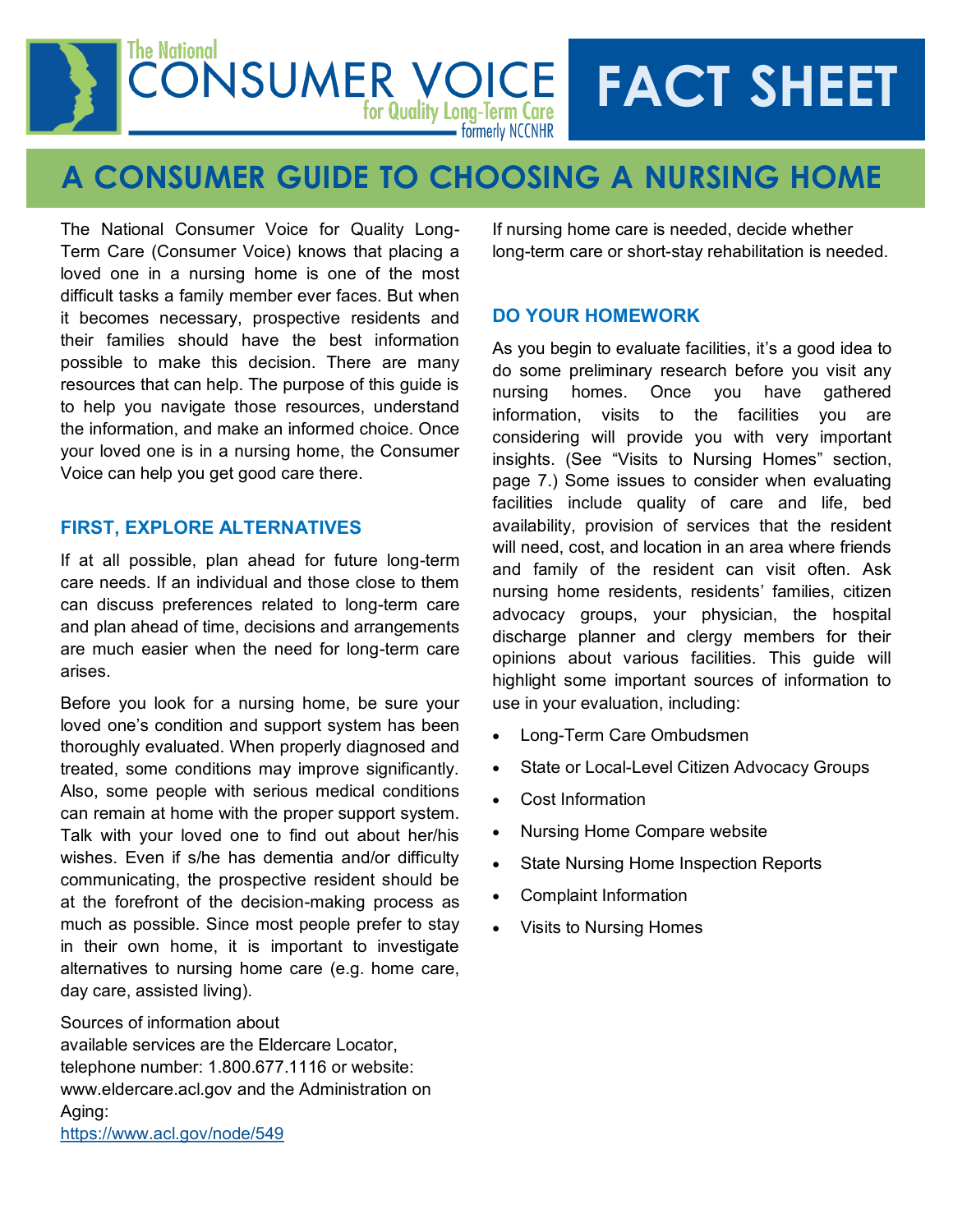The National CONSUMER VOICE for Quality Long-Term Care formerly NCCNHR

**FACT SHEET**

# A CONSUMER GUIDE TO CHOOSING A NURSING HOME

The National Consumer Voice for Quality Long-Term Care (Consumer Voice) knows that placing a loved one in a nursing home is one of the most difficult tasks a family member ever faces. But when it becomes necessary, prospective residents and their families should have the best information possible to make this decision. There are many resources that can help. The purpose of this guide is to help you navigate those resources, understand the information, and make an informed choice. Once your loved one is in a nursing home, the Consumer Voice can help you get good care there.

## FIRST, EXPLORE ALTERNATIVES

If at all possible, plan ahead for future long-term care needs. If an individual and those close to them can discuss preferences related to long-term care and plan ahead of time, decisions and arrangements are much easier when the need for long-term care arises.

Before you look for a nursing home, be sure your loved one's condition and support system has been thoroughly evaluated. When properly diagnosed and treated, some conditions may improve significantly. Also, some people with serious medical conditions can remain at home with the proper support system. Talk with your loved one to find out about her/his wishes. Even if s/he has dementia and/or difficulty communicating, the prospective resident should be at the forefront of the decision-making process as much as possible. Since most people prefer to stay in their own home, it is important to investigate alternatives to nursing home care (e.g. home care, day care, assisted living).

Sources of information about available services are the Eldercare Locator, telephone number: 1.800.677.1116 or website: www.eldercare.acl.gov and the Administration on Aging: https://www.acl.gov/node/549

If nursing home care is needed, decide whether long-term care or short-stay rehabilitation is needed.

## DO YOUR HOMEWORK

As you begin to evaluate facilities, it's a good idea to do some preliminary research before you visit any nursing homes. Once you have gathered information, visits to the facilities you are considering will provide you with very important insights. (See "Visits to Nursing Homes" section, page 7.) Some issues to consider when evaluating facilities include quality of care and life, bed availability, provision of services that the resident will need, cost, and location in an area where friends and family of the resident can visit often. Ask nursing home residents, residents' families, citizen advocacy groups, your physician, the hospital discharge planner and clergy members for their opinions about various facilities. This guide will highlight some important sources of information to use in your evaluation, including:

- Long-Term Care Ombudsmen
- State or Local-Level Citizen Advocacy Groups
- Cost Information
- Nursing Home Compare website
- State Nursing Home Inspection Reports
- Complaint Information
- Visits to Nursing Homes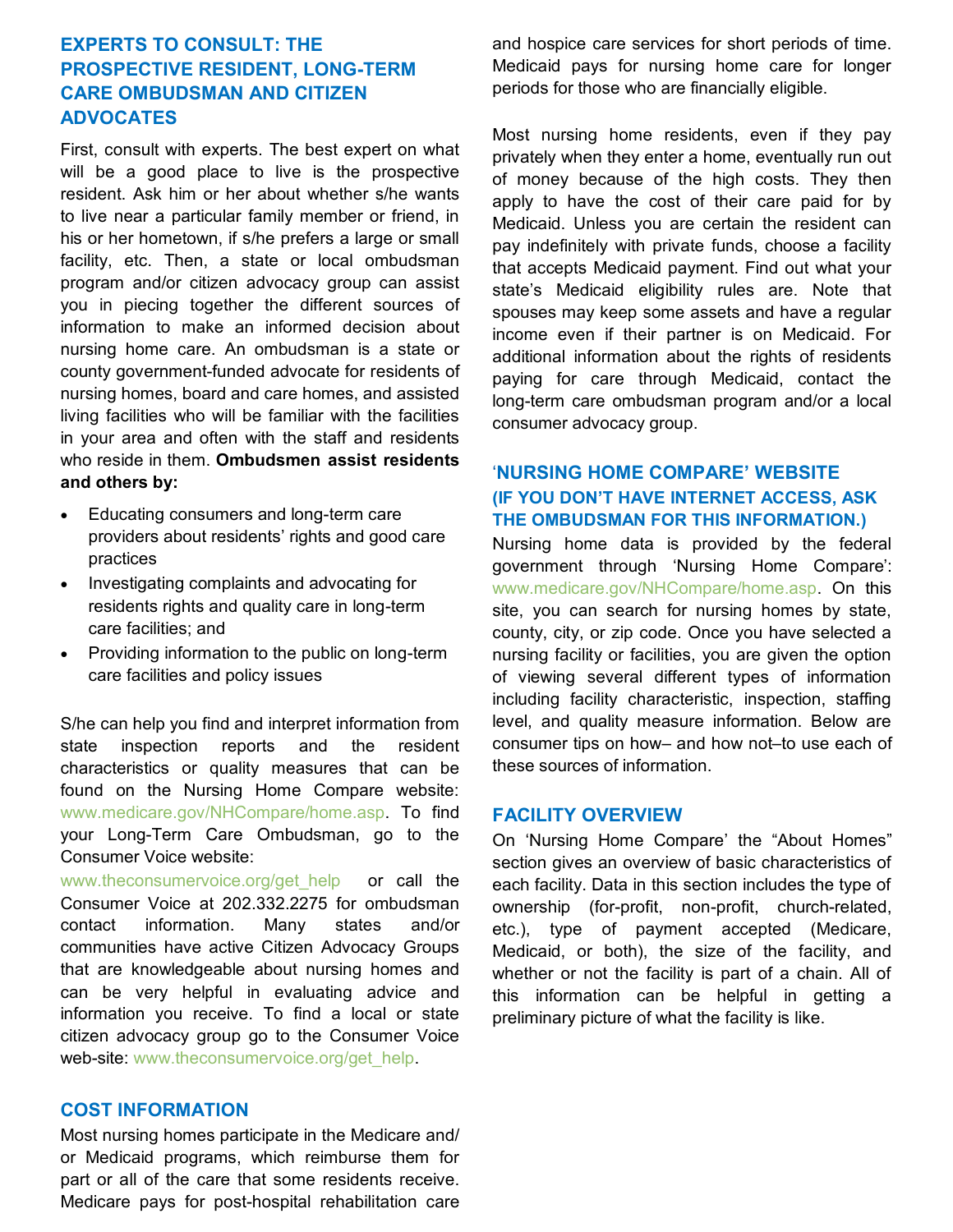## EXPERTS TO CONSULT: THE PROSPECTIVE RESIDENT, LONG-TERM CARE OMBUDSMAN AND CITIZEN ADVOCATES

First, consult with experts. The best expert on what will be a good place to live is the prospective resident. Ask him or her about whether s/he wants to live near a particular family member or friend, in his or her hometown, if s/he prefers a large or small facility, etc. Then, a state or local ombudsman program and/or citizen advocacy group can assist you in piecing together the different sources of information to make an informed decision about nursing home care. An ombudsman is a state or county government-funded advocate for residents of nursing homes, board and care homes, and assisted living facilities who will be familiar with the facilities in your area and often with the staff and residents who reside in them. **Ombudsmen assist residents and others by:**

- Educating consumers and long-term care providers about residents' rights and good care practices
- Investigating complaints and advocating for residents rights and quality care in long-term care facilities; and
- Providing information to the public on long-term care facilities and policy issues

S/he can help you find and interpret information from state inspection reports and the resident characteristics or quality measures that can be found on the Nursing Home Compare website: www.medicare.gov/NHCompare/home.asp. To find your Long-Term Care Ombudsman, go to the Consumer Voice website: www.theconsumervoice.org/get_help or call the Consumer Voice at 202.332.2275 for ombudsman contact information. Many states and/or communities have active Citizen Advocacy Groups that are knowledgeable about nursing homes and can be very helpful in evaluating advice and information you receive. To find a local or state citizen advocacy group go to the Consumer Voice web-site: www.theconsumervoice.org/get_help.

## COST INFORMATION

Most nursing homes participate in the Medicare and/or Medicaid programs, which reimburse them for part or all of the care that some residents receive. Medicare pays for post-hospital rehabilitation care and hospice care services for short periods of time. Medicaid pays for nursing home care for longer periods for those who are financially eligible.

Most nursing home residents, even if they pay privately when they enter a home, eventually run out of money because of the high costs. They then apply to have the cost of their care paid for by Medicaid. Unless you are certain the resident can pay indefinitely with private funds, choose a facility that accepts Medicaid payment. Find out what your state's Medicaid eligibility rules are. Note that spouses may keep some assets and have a regular income even if their partner is on Medicaid. For additional information about the rights of residents paying for care through Medicaid, contact the long-term care ombudsman program and/or a local consumer advocacy group.

## 'NURSING HOME COMPARE' WEBSITE (IF YOU DON'T HAVE INTERNET ACCESS, ASK THE OMBUDSMAN FOR THIS INFORMATION.)

Nursing home data is provided by the federal government through 'Nursing Home Compare': www.medicare.gov/NHCompare/home.asp. On this site, you can search for nursing homes by state, county, city, or zip code. Once you have selected a nursing facility or facilities, you are given the option of viewing several different types of information including facility characteristic, inspection, staffing level, and quality measure information. Below are consumer tips on how– and how not–to use each of these sources of information.

## FACILITY OVERVIEW

On 'Nursing Home Compare' the "About Homes" section gives an overview of basic characteristics of each facility. Data in this section includes the type of ownership (for-profit, non-profit, church-related, etc.), type of payment accepted (Medicare, Medicaid, or both), the size of the facility, and whether or not the facility is part of a chain. All of this information can be helpful in getting a preliminary picture of what the facility is like.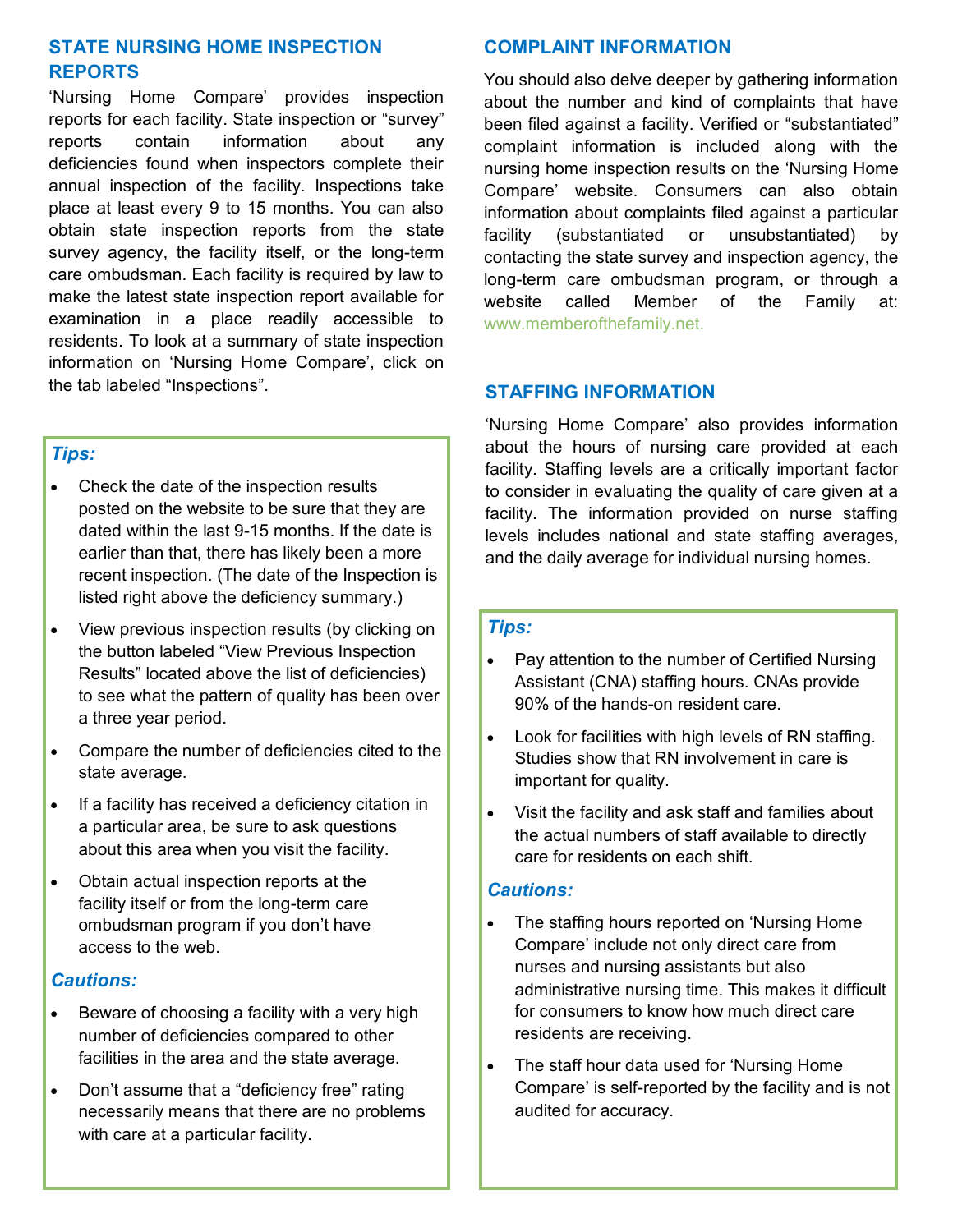## STATE NURSING HOME INSPECTION REPORTS

'Nursing Home Compare' provides inspection reports for each facility. State inspection or "survey" reports contain information about any deficiencies found when inspectors complete their annual inspection of the facility. Inspections take place at least every 9 to 15 months. You can also obtain state inspection reports from the state survey agency, the facility itself, or the long-term care ombudsman. Each facility is required by law to make the latest state inspection report available for examination in a place readily accessible to residents. To look at a summary of state inspection information on 'Nursing Home Compare', click on the tab labeled "Inspections".

### *Tips:*

- Check the date of the inspection results posted on the website to be sure that they are dated within the last 9-15 months. If the date is earlier than that, there has likely been a more recent inspection. (The date of the Inspection is listed right above the deficiency summary.)
- View previous inspection results (by clicking on the button labeled "View Previous Inspection Results" located above the list of deficiencies) to see what the pattern of quality has been over a three year period.
- Compare the number of deficiencies cited to the state average.
- If a facility has received a deficiency citation in a particular area, be sure to ask questions about this area when you visit the facility.
- Obtain actual inspection reports at the facility itself or from the long-term care ombudsman program if you don't have access to the web.

### *Cautions:*

- Beware of choosing a facility with a very high number of deficiencies compared to other facilities in the area and the state average.
- Don't assume that a "deficiency free" rating necessarily means that there are no problems with care at a particular facility.

## COMPLAINT INFORMATION

You should also delve deeper by gathering information about the number and kind of complaints that have been filed against a facility. Verified or "substantiated" complaint information is included along with the nursing home inspection results on the 'Nursing Home Compare' website. Consumers can also obtain information about complaints filed against a particular facility (substantiated or unsubstantiated) by contacting the state survey and inspection agency, the long-term care ombudsman program, or through a website called Member of the Family at: www.memberofthefamily.net.

## STAFFING INFORMATION

'Nursing Home Compare' also provides information about the hours of nursing care provided at each facility. Staffing levels are a critically important factor to consider in evaluating the quality of care given at a facility. The information provided on nurse staffing levels includes national and state staffing averages, and the daily average for individual nursing homes.

### *Tips:*

- Pay attention to the number of Certified Nursing Assistant (CNA) staffing hours. CNAs provide 90% of the hands-on resident care.
- Look for facilities with high levels of RN staffing. Studies show that RN involvement in care is important for quality.
- Visit the facility and ask staff and families about the actual numbers of staff available to directly care for residents on each shift.

### *Cautions:*

- The staffing hours reported on 'Nursing Home Compare' include not only direct care from nurses and nursing assistants but also administrative nursing time. This makes it difficult for consumers to know how much direct care residents are receiving.
- The staff hour data used for 'Nursing Home Compare' is self-reported by the facility and is not audited for accuracy.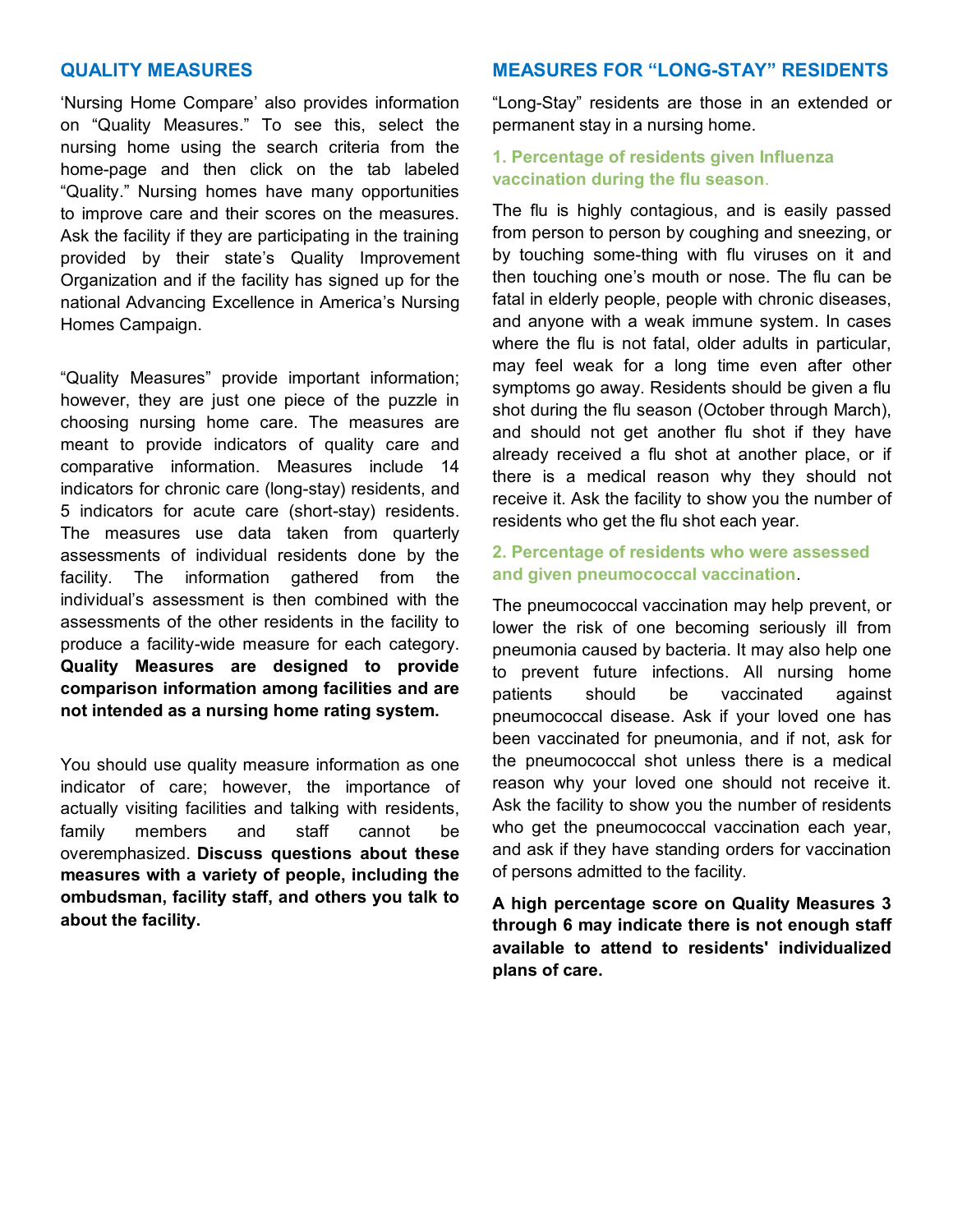## QUALITY MEASURES

'Nursing Home Compare' also provides information on "Quality Measures." To see this, select the nursing home using the search criteria from the home-page and then click on the tab labeled "Quality." Nursing homes have many opportunities to improve care and their scores on the measures. Ask the facility if they are participating in the training provided by their state's Quality Improvement Organization and if the facility has signed up for the national Advancing Excellence in America's Nursing Homes Campaign.

"Quality Measures" provide important information; however, they are just one piece of the puzzle in choosing nursing home care. The measures are meant to provide indicators of quality care and comparative information. Measures include 14 indicators for chronic care (long-stay) residents, and 5 indicators for acute care (short-stay) residents. The measures use data taken from quarterly assessments of individual residents done by the facility. The information gathered from the individual's assessment is then combined with the assessments of the other residents in the facility to produce a facility-wide measure for each category. **Quality Measures are designed to provide comparison information among facilities and are not intended as a nursing home rating system.**

You should use quality measure information as one indicator of care; however, the importance of actually visiting facilities and talking with residents, family members and staff cannot be overemphasized. **Discuss questions about these measures with a variety of people, including the ombudsman, facility staff, and others you talk to about the facility.**

## MEASURES FOR "LONG-STAY" RESIDENTS

"Long-Stay" residents are those in an extended or permanent stay in a nursing home.

### 1. Percentage of residents given Influenza vaccination during the flu season.

The flu is highly contagious, and is easily passed from person to person by coughing and sneezing, or by touching some-thing with flu viruses on it and then touching one's mouth or nose. The flu can be fatal in elderly people, people with chronic diseases, and anyone with a weak immune system. In cases where the flu is not fatal, older adults in particular, may feel weak for a long time even after other symptoms go away. Residents should be given a flu shot during the flu season (October through March), and should not get another flu shot if they have already received a flu shot at another place, or if there is a medical reason why they should not receive it. Ask the facility to show you the number of residents who get the flu shot each year.

### 2. Percentage of residents who were assessed and given pneumococcal vaccination.

The pneumococcal vaccination may help prevent, or lower the risk of one becoming seriously ill from pneumonia caused by bacteria. It may also help one to prevent future infections. All nursing home patients should be vaccinated against pneumococcal disease. Ask if your loved one has been vaccinated for pneumonia, and if not, ask for the pneumococcal shot unless there is a medical reason why your loved one should not receive it. Ask the facility to show you the number of residents who get the pneumococcal vaccination each year, and ask if they have standing orders for vaccination of persons admitted to the facility.

**A high percentage score on Quality Measures 3 through 6 may indicate there is not enough staff available to attend to residents' individualized plans of care.**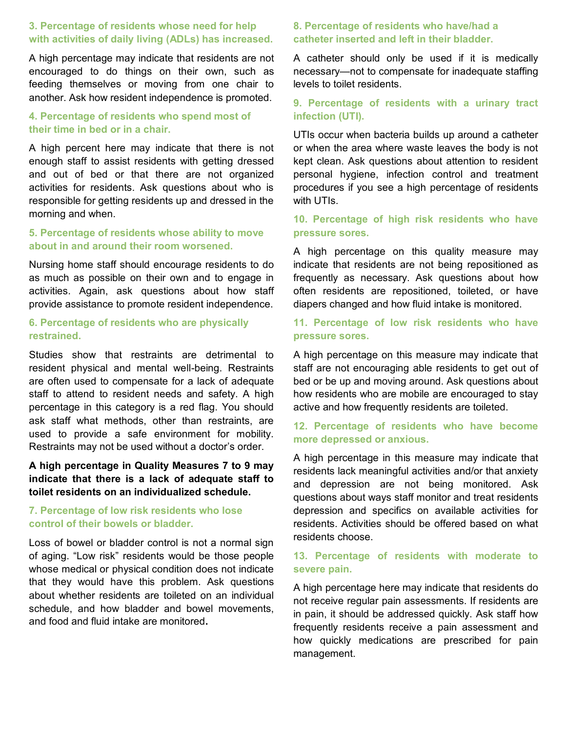### 3. Percentage of residents whose need for help with activities of daily living (ADLs) has increased.

A high percentage may indicate that residents are not encouraged to do things on their own, such as feeding themselves or moving from one chair to another. Ask how resident independence is promoted.

### 4. Percentage of residents who spend most of their time in bed or in a chair.

A high percent here may indicate that there is not enough staff to assist residents with getting dressed and out of bed or that there are not organized activities for residents. Ask questions about who is responsible for getting residents up and dressed in the morning and when.

### 5. Percentage of residents whose ability to move about in and around their room worsened.

Nursing home staff should encourage residents to do as much as possible on their own and to engage in activities. Again, ask questions about how staff provide assistance to promote resident independence.

### 6. Percentage of residents who are physically restrained.

Studies show that restraints are detrimental to resident physical and mental well-being. Restraints are often used to compensate for a lack of adequate staff to attend to resident needs and safety. A high percentage in this category is a red flag. You should ask staff what methods, other than restraints, are used to provide a safe environment for mobility. Restraints may not be used without a doctor's order.

**A high percentage in Quality Measures 7 to 9 may indicate that there is a lack of adequate staff to toilet residents on an individualized schedule.**

### 7. Percentage of low risk residents who lose control of their bowels or bladder.

Loss of bowel or bladder control is not a normal sign of aging. "Low risk" residents would be those people whose medical or physical condition does not indicate that they would have this problem. Ask questions about whether residents are toileted on an individual schedule, and how bladder and bowel movements, and food and fluid intake are monitored.

### 8. Percentage of residents who have/had a catheter inserted and left in their bladder.

A catheter should only be used if it is medically necessary—not to compensate for inadequate staffing levels to toilet residents.

### 9. Percentage of residents with a urinary tract infection (UTI).

UTIs occur when bacteria builds up around a catheter or when the area where waste leaves the body is not kept clean. Ask questions about attention to resident personal hygiene, infection control and treatment procedures if you see a high percentage of residents with UTIs.

### 10. Percentage of high risk residents who have pressure sores.

A high percentage on this quality measure may indicate that residents are not being repositioned as frequently as necessary. Ask questions about how often residents are repositioned, toileted, or have diapers changed and how fluid intake is monitored.

### 11. Percentage of low risk residents who have pressure sores.

A high percentage on this measure may indicate that staff are not encouraging able residents to get out of bed or be up and moving around. Ask questions about how residents who are mobile are encouraged to stay active and how frequently residents are toileted.

### 12. Percentage of residents who have become more depressed or anxious.

A high percentage in this measure may indicate that residents lack meaningful activities and/or that anxiety and depression are not being monitored. Ask questions about ways staff monitor and treat residents depression and specifics on available activities for residents. Activities should be offered based on what residents choose.

### 13. Percentage of residents with moderate to severe pain.

A high percentage here may indicate that residents do not receive regular pain assessments. If residents are in pain, it should be addressed quickly. Ask staff how frequently residents receive a pain assessment and how quickly medications are prescribed for pain management.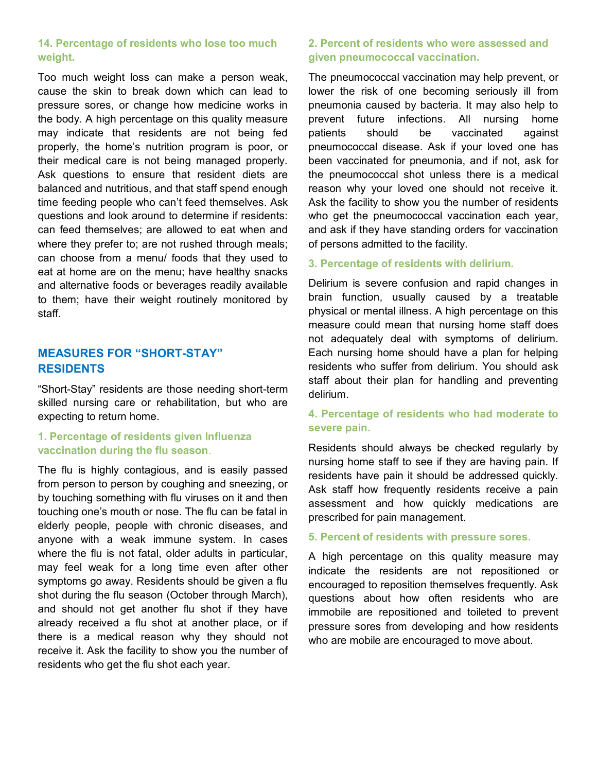### 14. Percentage of residents who lose too much weight.

Too much weight loss can make a person weak, cause the skin to break down which can lead to pressure sores, or change how medicine works in the body. A high percentage on this quality measure may indicate that residents are not being fed properly, the home's nutrition program is poor, or their medical care is not being managed properly. Ask questions to ensure that resident diets are balanced and nutritious, and that staff spend enough time feeding people who can't feed themselves. Ask questions and look around to determine if residents: can feed themselves; are allowed to eat when and where they prefer to; are not rushed through meals; can choose from a menu/ foods that they used to eat at home are on the menu; have healthy snacks and alternative foods or beverages readily available to them; have their weight routinely monitored by staff.

## MEASURES FOR "SHORT-STAY" RESIDENTS

"Short-Stay" residents are those needing short-term skilled nursing care or rehabilitation, but who are expecting to return home.

### 1. Percentage of residents given Influenza vaccination during the flu season.

The flu is highly contagious, and is easily passed from person to person by coughing and sneezing, or by touching something with flu viruses on it and then touching one's mouth or nose. The flu can be fatal in elderly people, people with chronic diseases, and anyone with a weak immune system. In cases where the flu is not fatal, older adults in particular, may feel weak for a long time even after other symptoms go away. Residents should be given a flu shot during the flu season (October through March), and should not get another flu shot if they have already received a flu shot at another place, or if there is a medical reason why they should not receive it. Ask the facility to show you the number of residents who get the flu shot each year.

### 2. Percent of residents who were assessed and given pneumococcal vaccination.

The pneumococcal vaccination may help prevent, or lower the risk of one becoming seriously ill from pneumonia caused by bacteria. It may also help to prevent future infections. All nursing home patients should be vaccinated against pneumococcal disease. Ask if your loved one has been vaccinated for pneumonia, and if not, ask for the pneumococcal shot unless there is a medical reason why your loved one should not receive it. Ask the facility to show you the number of residents who get the pneumococcal vaccination each year, and ask if they have standing orders for vaccination of persons admitted to the facility.

### 3. Percentage of residents with delirium.

Delirium is severe confusion and rapid changes in brain function, usually caused by a treatable physical or mental illness. A high percentage on this measure could mean that nursing home staff does not adequately deal with symptoms of delirium. Each nursing home should have a plan for helping residents who suffer from delirium. You should ask staff about their plan for handling and preventing delirium.

### 4. Percentage of residents who had moderate to severe pain.

Residents should always be checked regularly by nursing home staff to see if they are having pain. If residents have pain it should be addressed quickly. Ask staff how frequently residents receive a pain assessment and how quickly medications are prescribed for pain management.

### 5. Percent of residents with pressure sores.

A high percentage on this quality measure may indicate the residents are not repositioned or encouraged to reposition themselves frequently. Ask questions about how often residents who are immobile are repositioned and toileted to prevent pressure sores from developing and how residents who are mobile are encouraged to move about.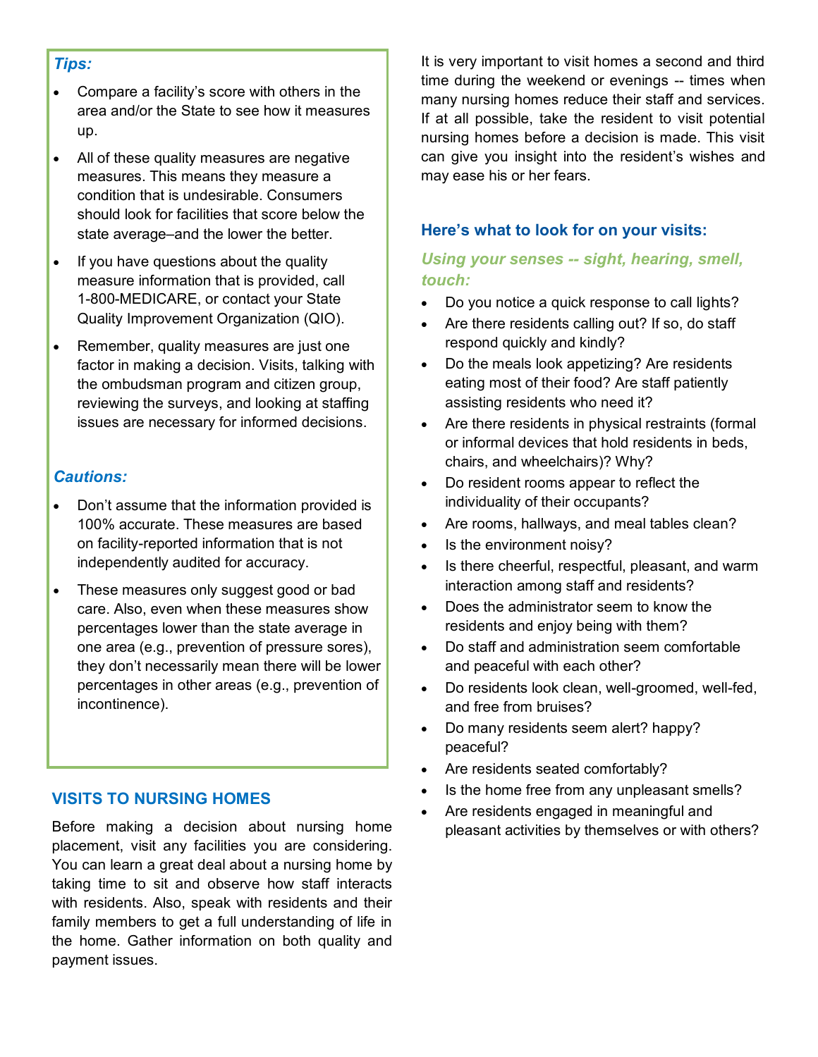### *Tips:*

- Compare a facility's score with others in the area and/or the State to see how it measures up.
- All of these quality measures are negative measures. This means they measure a condition that is undesirable. Consumers should look for facilities that score below the state average–and the lower the better.
- If you have questions about the quality measure information that is provided, call 1-800-MEDICARE, or contact your State Quality Improvement Organization (QIO).
- Remember, quality measures are just one factor in making a decision. Visits, talking with the ombudsman program and citizen group, reviewing the surveys, and looking at staffing issues are necessary for informed decisions.

### *Cautions:*

- Don't assume that the information provided is 100% accurate. These measures are based on facility-reported information that is not independently audited for accuracy.
- These measures only suggest good or bad care. Also, even when these measures show percentages lower than the state average in one area (e.g., prevention of pressure sores), they don't necessarily mean there will be lower percentages in other areas (e.g., prevention of incontinence).

## VISITS TO NURSING HOMES

Before making a decision about nursing home placement, visit any facilities you are considering. You can learn a great deal about a nursing home by taking time to sit and observe how staff interacts with residents. Also, speak with residents and their family members to get a full understanding of life in the home. Gather information on both quality and payment issues.

It is very important to visit homes a second and third time during the weekend or evenings -- times when many nursing homes reduce their staff and services. If at all possible, take the resident to visit potential nursing homes before a decision is made. This visit can give you insight into the resident's wishes and may ease his or her fears.

### Here's what to look for on your visits:

#### *Using your senses -- sight, hearing, smell, touch:*

- Do you notice a quick response to call lights?
- Are there residents calling out? If so, do staff respond quickly and kindly?
- Do the meals look appetizing? Are residents eating most of their food? Are staff patiently assisting residents who need it?
- Are there residents in physical restraints (formal or informal devices that hold residents in beds, chairs, and wheelchairs)? Why?
- Do resident rooms appear to reflect the individuality of their occupants?
- Are rooms, hallways, and meal tables clean?
- Is the environment noisy?
- Is there cheerful, respectful, pleasant, and warm interaction among staff and residents?
- Does the administrator seem to know the residents and enjoy being with them?
- Do staff and administration seem comfortable and peaceful with each other?
- Do residents look clean, well-groomed, well-fed, and free from bruises?
- Do many residents seem alert? happy? peaceful?
- Are residents seated comfortably?
- Is the home free from any unpleasant smells?
- Are residents engaged in meaningful and pleasant activities by themselves or with others?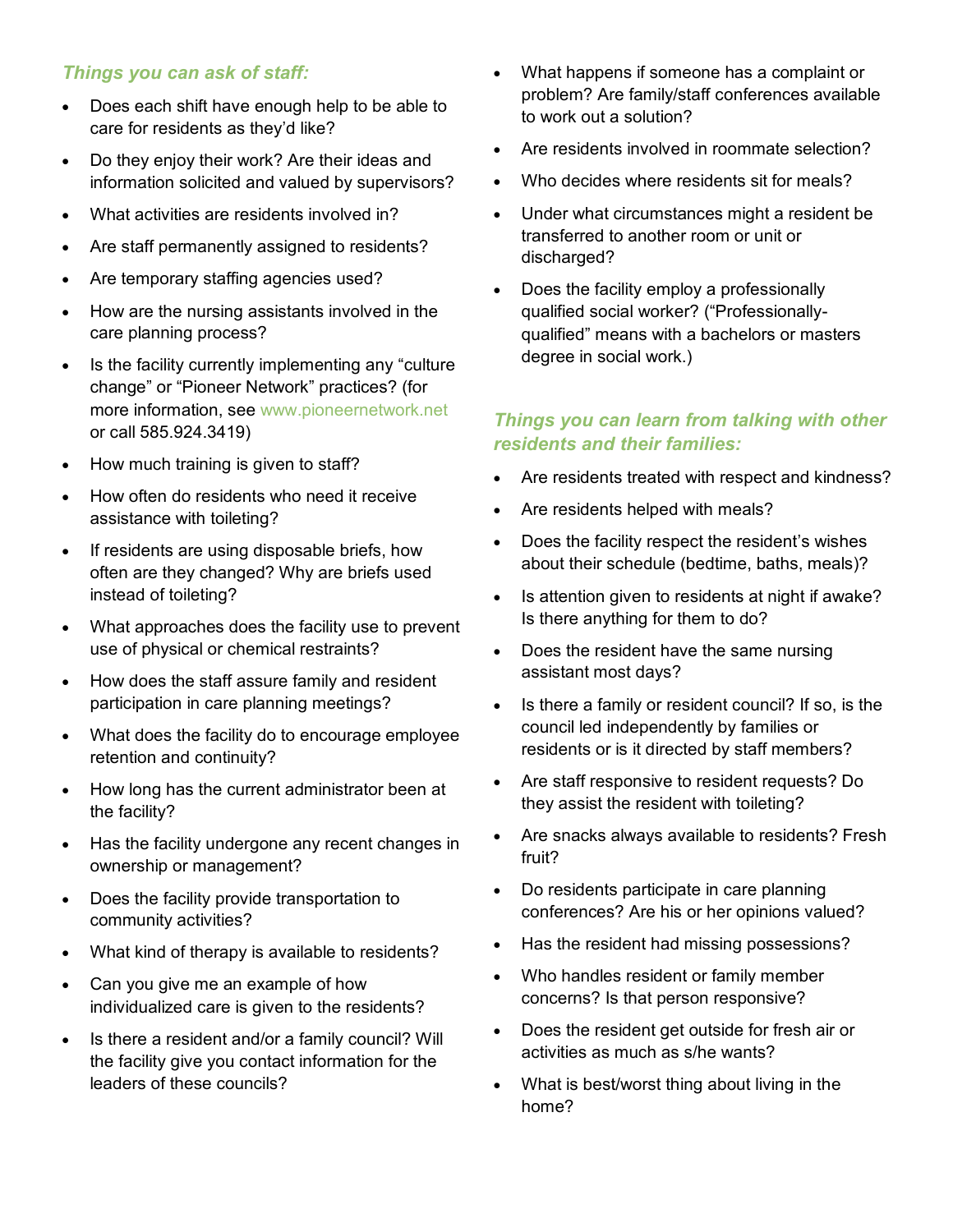### *Things you can ask of staff:*

- Does each shift have enough help to be able to care for residents as they'd like?
- Do they enjoy their work? Are their ideas and information solicited and valued by supervisors?
- What activities are residents involved in?
- Are staff permanently assigned to residents?
- Are temporary staffing agencies used?
- How are the nursing assistants involved in the care planning process?
- Is the facility currently implementing any "culture change" or "Pioneer Network" practices? (for more information, see www.pioneernetwork.net or call 585.924.3419)
- How much training is given to staff?
- How often do residents who need it receive assistance with toileting?
- If residents are using disposable briefs, how often are they changed? Why are briefs used instead of toileting?
- What approaches does the facility use to prevent use of physical or chemical restraints?
- How does the staff assure family and resident participation in care planning meetings?
- What does the facility do to encourage employee retention and continuity?
- How long has the current administrator been at the facility?
- Has the facility undergone any recent changes in ownership or management?
- Does the facility provide transportation to community activities?
- What kind of therapy is available to residents?
- Can you give me an example of how individualized care is given to the residents?
- Is there a resident and/or a family council? Will the facility give you contact information for the leaders of these councils?
- What happens if someone has a complaint or problem? Are family/staff conferences available to work out a solution?
- Are residents involved in roommate selection?
- Who decides where residents sit for meals?
- Under what circumstances might a resident be transferred to another room or unit or discharged?
- Does the facility employ a professionally qualified social worker? ("Professionally-qualified" means with a bachelors or masters degree in social work.)

### *Things you can learn from talking with other residents and their families:*

- Are residents treated with respect and kindness?
- Are residents helped with meals?
- Does the facility respect the resident's wishes about their schedule (bedtime, baths, meals)?
- Is attention given to residents at night if awake? Is there anything for them to do?
- Does the resident have the same nursing assistant most days?
- Is there a family or resident council? If so, is the council led independently by families or residents or is it directed by staff members?
- Are staff responsive to resident requests? Do they assist the resident with toileting?
- Are snacks always available to residents? Fresh fruit?
- Do residents participate in care planning conferences? Are his or her opinions valued?
- Has the resident had missing possessions?
- Who handles resident or family member concerns? Is that person responsive?
- Does the resident get outside for fresh air or activities as much as s/he wants?
- What is best/worst thing about living in the home?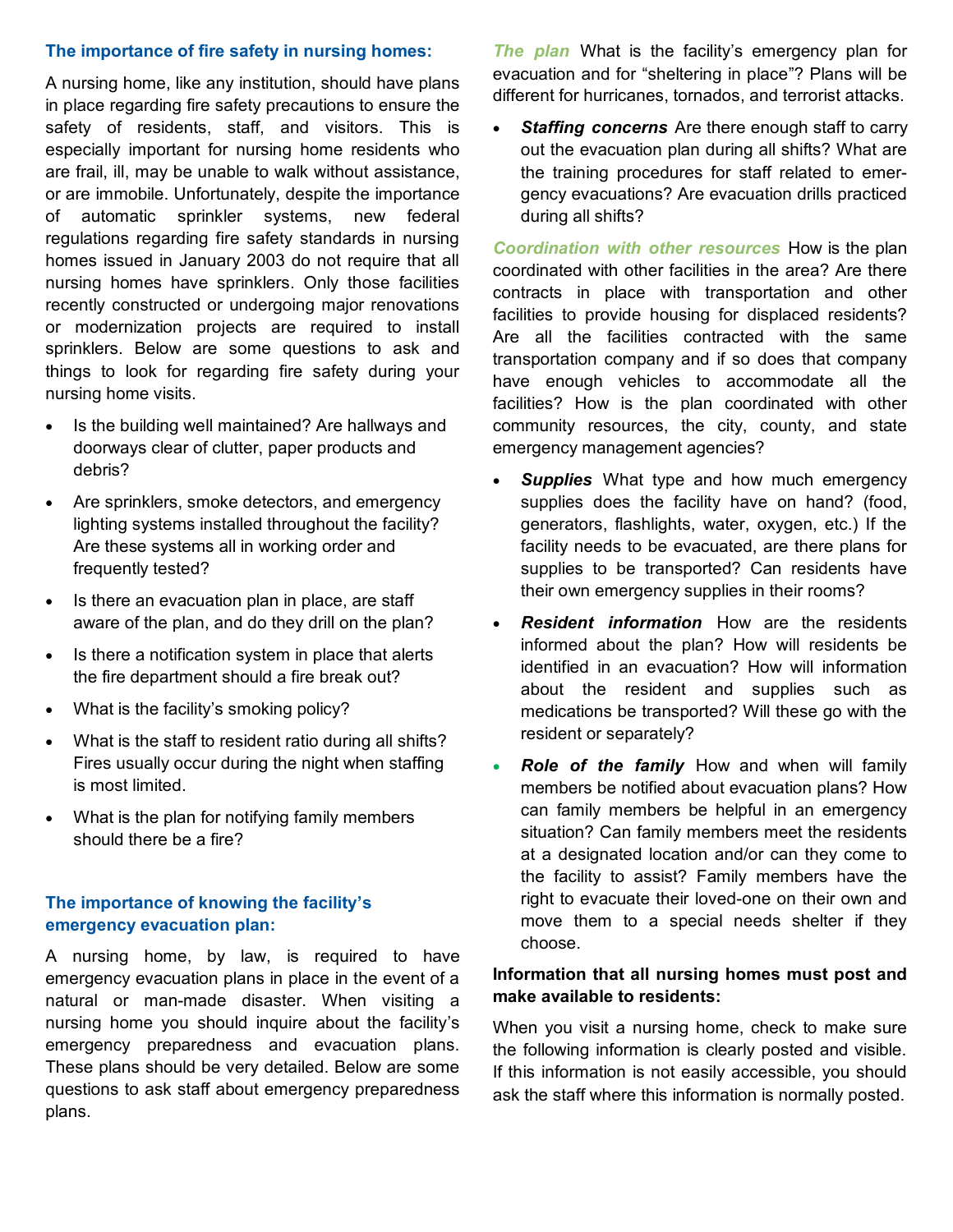### The importance of fire safety in nursing homes:

A nursing home, like any institution, should have plans in place regarding fire safety precautions to ensure the safety of residents, staff, and visitors. This is especially important for nursing home residents who are frail, ill, may be unable to walk without assistance, or are immobile. Unfortunately, despite the importance of automatic sprinkler systems, new federal regulations regarding fire safety standards in nursing homes issued in January 2003 do not require that all nursing homes have sprinklers. Only those facilities recently constructed or undergoing major renovations or modernization projects are required to install sprinklers. Below are some questions to ask and things to look for regarding fire safety during your nursing home visits.

- Is the building well maintained? Are hallways and doorways clear of clutter, paper products and debris?
- Are sprinklers, smoke detectors, and emergency lighting systems installed throughout the facility? Are these systems all in working order and frequently tested?
- Is there an evacuation plan in place, are staff aware of the plan, and do they drill on the plan?
- Is there a notification system in place that alerts the fire department should a fire break out?
- What is the facility's smoking policy?
- What is the staff to resident ratio during all shifts? Fires usually occur during the night when staffing is most limited.
- What is the plan for notifying family members should there be a fire?

### The importance of knowing the facility's emergency evacuation plan:

A nursing home, by law, is required to have emergency evacuation plans in place in the event of a natural or man-made disaster. When visiting a nursing home you should inquire about the facility's emergency preparedness and evacuation plans. These plans should be very detailed. Below are some questions to ask staff about emergency preparedness plans.

***The plan*** What is the facility's emergency plan for evacuation and for "sheltering in place"? Plans will be different for hurricanes, tornados, and terrorist attacks.

- ***Staffing concerns*** Are there enough staff to carry out the evacuation plan during all shifts? What are the training procedures for staff related to emergency evacuations? Are evacuation drills practiced during all shifts?

***Coordination with other resources*** How is the plan coordinated with other facilities in the area? Are there contracts in place with transportation and other facilities to provide housing for displaced residents? Are all the facilities contracted with the same transportation company and if so does that company have enough vehicles to accommodate all the facilities? How is the plan coordinated with other community resources, the city, county, and state emergency management agencies?

- ***Supplies*** What type and how much emergency supplies does the facility have on hand? (food, generators, flashlights, water, oxygen, etc.) If the facility needs to be evacuated, are there plans for supplies to be transported? Can residents have their own emergency supplies in their rooms?
- ***Resident information*** How are the residents informed about the plan? How will residents be identified in an evacuation? How will information about the resident and supplies such as medications be transported? Will these go with the resident or separately?
- ***Role of the family*** How and when will family members be notified about evacuation plans? How can family members be helpful in an emergency situation? Can family members meet the residents at a designated location and/or can they come to the facility to assist? Family members have the right to evacuate their loved-one on their own and move them to a special needs shelter if they choose.

**Information that all nursing homes must post and make available to residents:**

When you visit a nursing home, check to make sure the following information is clearly posted and visible. If this information is not easily accessible, you should ask the staff where this information is normally posted.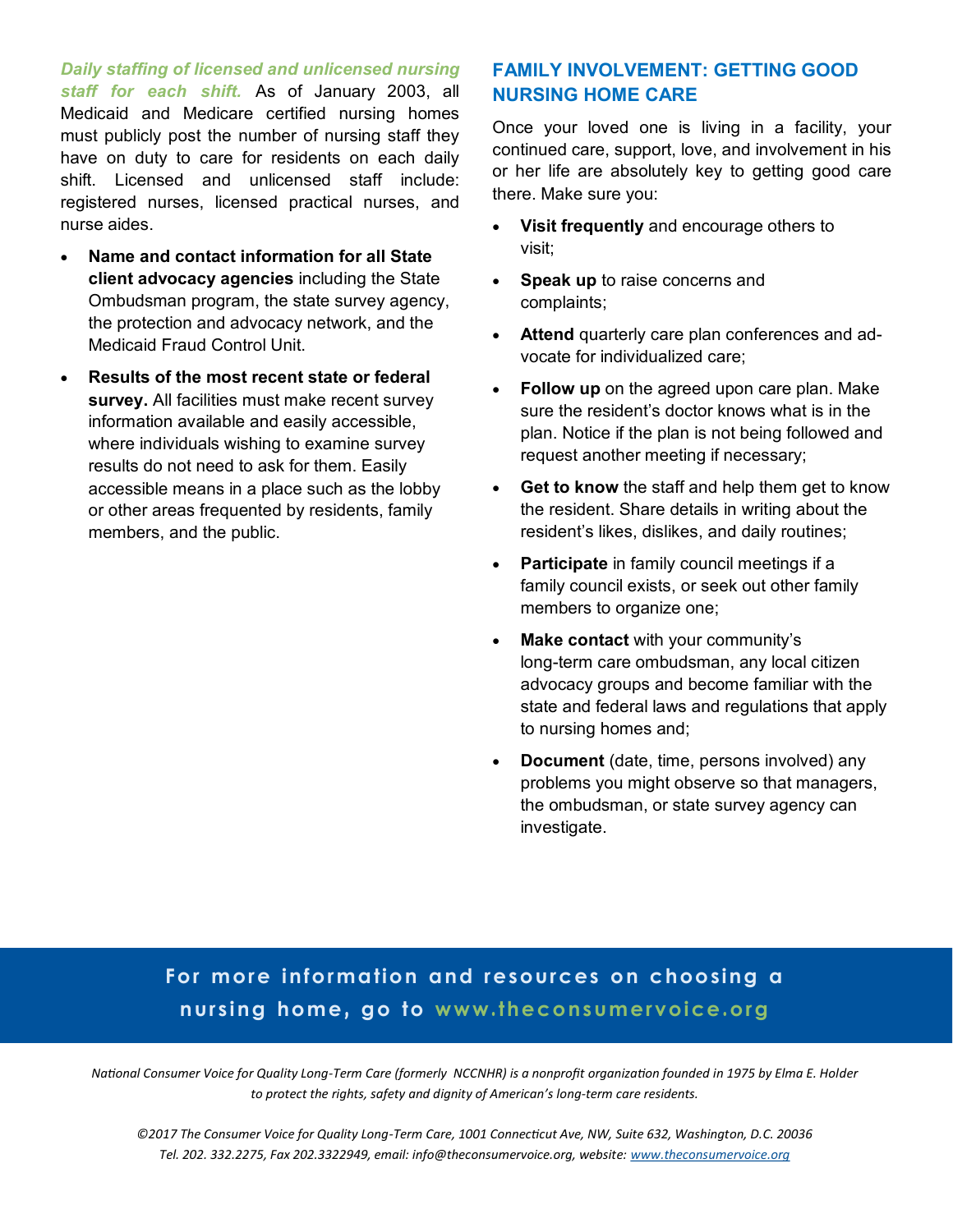***Daily staffing of licensed and unlicensed nursing staff for each shift.*** As of January 2003, all Medicaid and Medicare certified nursing homes must publicly post the number of nursing staff they have on duty to care for residents on each daily shift. Licensed and unlicensed staff include: registered nurses, licensed practical nurses, and nurse aides.

- **Name and contact information for all State client advocacy agencies** including the State Ombudsman program, the state survey agency, the protection and advocacy network, and the Medicaid Fraud Control Unit.
- **Results of the most recent state or federal survey.** All facilities must make recent survey information available and easily accessible, where individuals wishing to examine survey results do not need to ask for them. Easily accessible means in a place such as the lobby or other areas frequented by residents, family members, and the public.

## FAMILY INVOLVEMENT: GETTING GOOD NURSING HOME CARE

Once your loved one is living in a facility, your continued care, support, love, and involvement in his or her life are absolutely key to getting good care there. Make sure you:

- **Visit frequently** and encourage others to visit;
- **Speak up** to raise concerns and complaints;
- **Attend** quarterly care plan conferences and advocate for individualized care;
- **Follow up** on the agreed upon care plan. Make sure the resident's doctor knows what is in the plan. Notice if the plan is not being followed and request another meeting if necessary;
- **Get to know** the staff and help them get to know the resident. Share details in writing about the resident's likes, dislikes, and daily routines;
- **Participate** in family council meetings if a family council exists, or seek out other family members to organize one;
- **Make contact** with your community's long-term care ombudsman, any local citizen advocacy groups and become familiar with the state and federal laws and regulations that apply to nursing homes and;
- **Document** (date, time, persons involved) any problems you might observe so that managers, the ombudsman, or state survey agency can investigate.

**For more information and resources on choosing a nursing home, go to www.theconsumervoice.org**

*National Consumer Voice for Quality Long-Term Care (formerly NCCNHR) is a nonprofit organization founded in 1975 by Elma E. Holder to protect the rights, safety and dignity of American's long-term care residents.*

*©2017 The Consumer Voice for Quality Long-Term Care, 1001 Connecticut Ave, NW, Suite 632, Washington, D.C. 20036 Tel. 202. 332.2275, Fax 202.3322949, email: info@theconsumervoice.org, website: www.theconsumervoice.org*